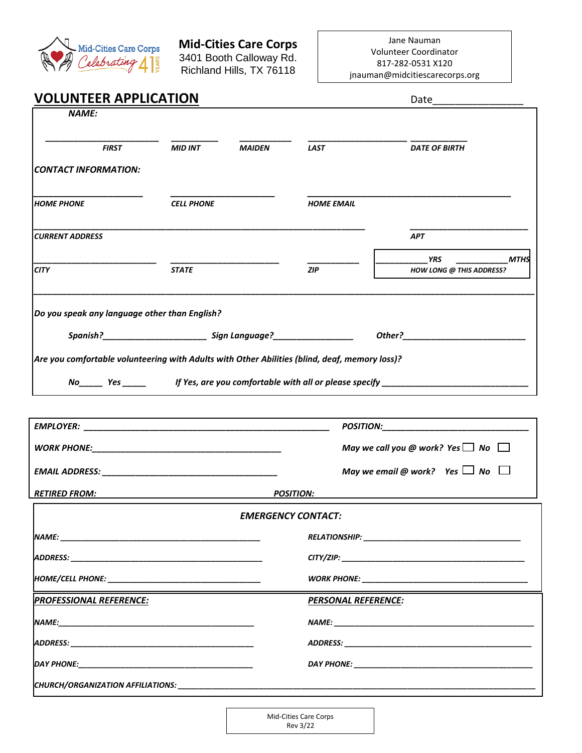**Mid-Cities Care Corps**
3401 Booth Calloway Rd.
Richland Hills, TX 76118

Jane Nauman
Volunteer Coordinator
817-282-0531 X120
jnauman@midcitiescarecorps.org

# VOLUNTEER APPLICATION

Date________________

***NAME:***

________________________ __________ ___________ _____________________ ____________

***FIRST*** ***MID INT*** ***MAIDEN*** ***LAST*** ***DATE OF BIRTH***

***CONTACT INFORMATION:***

_______________________ ______________________ ___________________________________________

***HOME PHONE*** ***CELL PHONE*** ***HOME EMAIL***

___________________________________________________________________ _________________________

***CURRENT ADDRESS*** ***APT***

__________________________ _______________________ ___________ ___________***YRS*** ___________***MTHS***

***CITY*** ***STATE*** ***ZIP*** ***HOW LONG @ THIS ADDRESS?***

***Do you speak any language other than English?***

***Spanish?***_______________________ ***Sign Language?***_________________ ***Other?***___________________________

***Are you comfortable volunteering with Adults with Other Abilities (blind, deaf, memory loss)?***

***No***_____ ***Yes*** _____ ***If Yes, are you comfortable with all or please specify*** _______________________________

***EMPLOYER:*** ____________________________________________________ ***POSITION:***_______________________________

***WORK PHONE:***________________________________________ ***May we call you @ work? Yes*** ☐ ***No*** ☐

***EMAIL ADDRESS:*** _____________________________________ ***May we email @ work? Yes*** ☐ ***No*** ☐

***RETIRED FROM:*** ***POSITION:***

***EMERGENCY CONTACT:***

***NAME:*** _____________________________________________ ***RELATIONSHIP:*** ___________________________________

***ADDRESS:*** ___________________________________________ ***CITY/ZIP:*** _________________________________________

***HOME/CELL PHONE:*** __________________________________ ***WORK PHONE:*** ______________________________________

***PROFESSIONAL REFERENCE:*** ***PERSONAL REFERENCE:***

***NAME:***___________________________________________ ***NAME:*** _____________________________________________

***ADDRESS:*** ________________________________________ ***ADDRESS:*** __________________________________________

***DAY PHONE:***_______________________________________ ***DAY PHONE:*** ________________________________________

***CHURCH/ORGANIZATION AFFILIATIONS:*** _____________________________________________________________________________

Mid-Cities Care Corps
Rev 3/22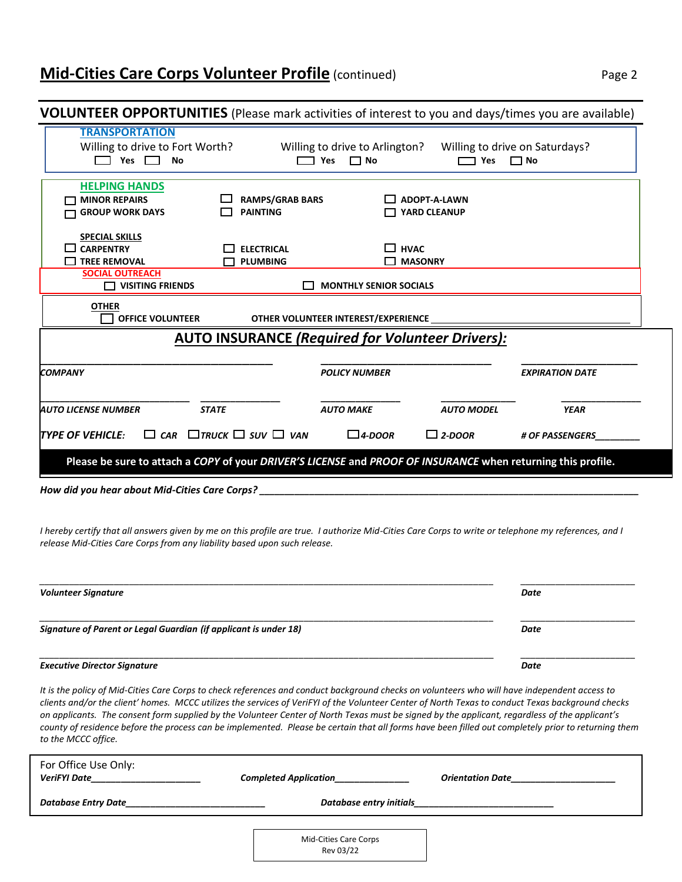# Mid-Cities Care Corps Volunteer Profile (continued)

## VOLUNTEER OPPORTUNITIES (Please mark activities of interest to you and days/times you are available)

**TRANSPORTATION**

Willing to drive to Fort Worth? ☐ Yes ☐ No

Willing to drive to Arlington? ☐ Yes ☐ No

Willing to drive on Saturdays? ☐ Yes ☐ No

**HELPING HANDS**

☐ **MINOR REPAIRS** ☐ **RAMPS/GRAB BARS** ☐ **ADOPT-A-LAWN**

☐ **GROUP WORK DAYS** ☐ **PAINTING** ☐ **YARD CLEANUP**

**SPECIAL SKILLS**

☐ **CARPENTRY** ☐ **ELECTRICAL** ☐ **HVAC**

☐ **TREE REMOVAL** ☐ **PLUMBING** ☐ **MASONRY**

**SOCIAL OUTREACH**

☐ **VISITING FRIENDS** ☐ **MONTHLY SENIOR SOCIALS**

**OTHER**

☐ **OFFICE VOLUNTEER** **OTHER VOLUNTEER INTEREST/EXPERIENCE** ______________________________

## AUTO INSURANCE *(Required for Volunteer Drivers)*:

______________________ ______________________ ______________________

***COMPANY*** ***POLICY NUMBER*** ***EXPIRATION DATE***

______________ ______________ ______________ ______________ ______________

***AUTO LICENSE NUMBER*** ***STATE*** ***AUTO MAKE*** ***AUTO MODEL*** ***YEAR***

***TYPE OF VEHICLE:*** ☐ ***CAR*** ☐ ***TRUCK*** ☐ ***SUV*** ☐ ***VAN*** ☐ ***4-DOOR*** ☐ ***2-DOOR*** ***# OF PASSENGERS________***

**Please be sure to attach a *COPY* of your *DRIVER'S LICENSE* and *PROOF OF INSURANCE* when returning this profile.**

***How did you hear about Mid-Cities Care Corps?*** ______________________________________________

*I hereby certify that all answers given by me on this profile are true. I authorize Mid-Cities Care Corps to write or telephone my references, and I release Mid-Cities Care Corps from any liability based upon such release.*

______________________________________________ ______________

***Volunteer Signature*** ***Date***

______________________________________________ ______________

***Signature of Parent or Legal Guardian (if applicant is under 18)*** ***Date***

______________________________________________ ______________

***Executive Director Signature*** ***Date***

*It is the policy of Mid-Cities Care Corps to check references and conduct background checks on volunteers who will have independent access to clients and/or the client' homes. MCCC utilizes the services of VeriFYI of the Volunteer Center of North Texas to conduct Texas background checks on applicants. The consent form supplied by the Volunteer Center of North Texas must be signed by the applicant, regardless of the applicant's county of residence before the process can be implemented. Please be certain that all forms have been filled out completely prior to returning them to the MCCC office.*

For Office Use Only:

***VeriFYI Date*****______________________** ***Completed Application*****______________** ***Orientation Date*****____________________**

***Database Entry Date*****____________________________** ***Database entry initials*****____________________________**

Mid-Cities Care Corps
Rev 03/22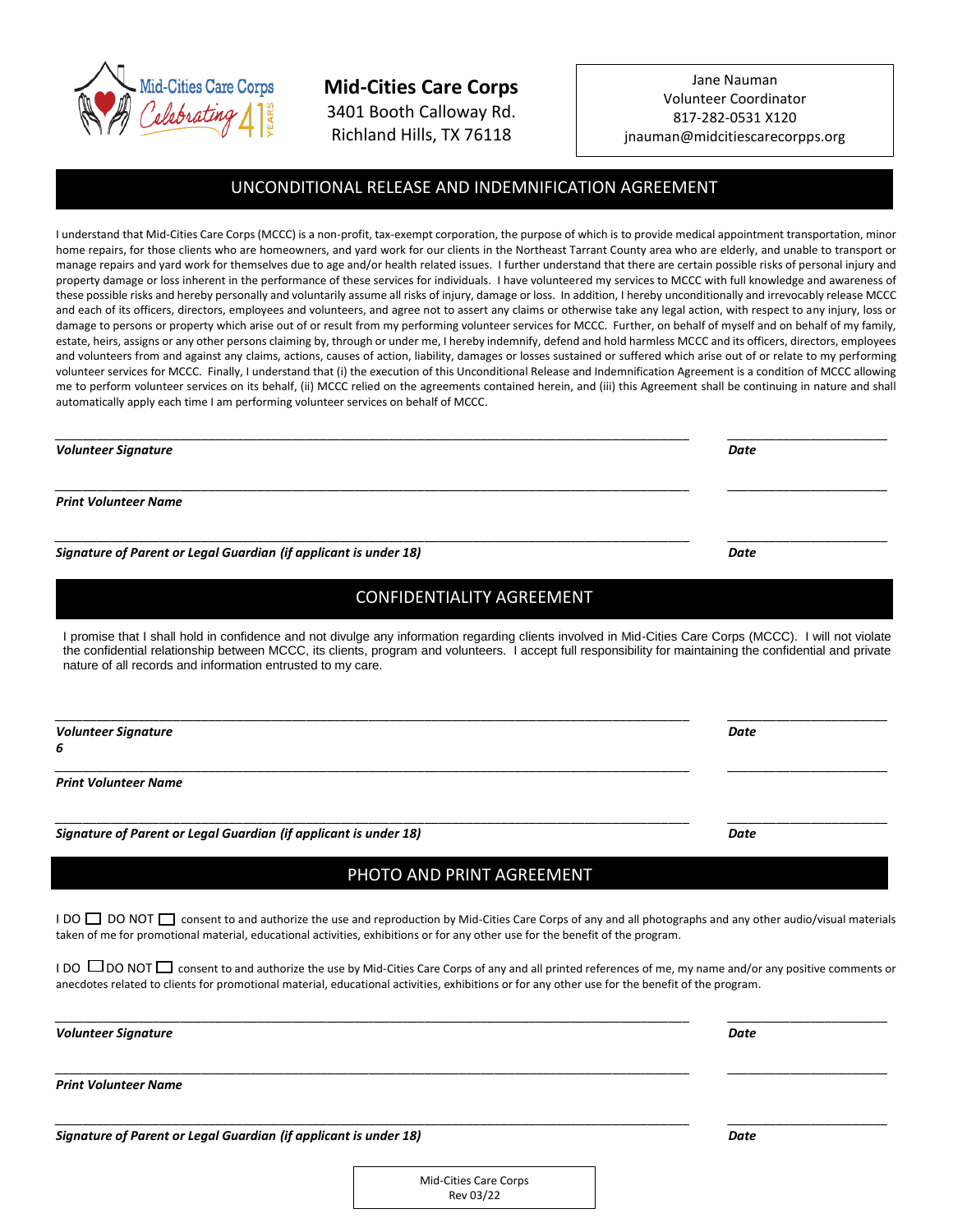Mid-Cities Care Corps
Celebrating 41 YEARS

**Mid-Cities Care Corps**
3401 Booth Calloway Rd.
Richland Hills, TX 76118

Jane Nauman
Volunteer Coordinator
817-282-0531 X120
jnauman@midcitiescarecorpps.org

## UNCONDITIONAL RELEASE AND INDEMNIFICATION AGREEMENT

I understand that Mid-Cities Care Corps (MCCC) is a non-profit, tax-exempt corporation, the purpose of which is to provide medical appointment transportation, minor home repairs, for those clients who are homeowners, and yard work for our clients in the Northeast Tarrant County area who are elderly, and unable to transport or manage repairs and yard work for themselves due to age and/or health related issues. I further understand that there are certain possible risks of personal injury and property damage or loss inherent in the performance of these services for individuals. I have volunteered my services to MCCC with full knowledge and awareness of these possible risks and hereby personally and voluntarily assume all risks of injury, damage or loss. In addition, I hereby unconditionally and irrevocably release MCCC and each of its officers, directors, employees and volunteers, and agree not to assert any claims or otherwise take any legal action, with respect to any injury, loss or damage to persons or property which arise out of or result from my performing volunteer services for MCCC. Further, on behalf of myself and on behalf of my family, estate, heirs, assigns or any other persons claiming by, through or under me, I hereby indemnify, defend and hold harmless MCCC and its officers, directors, employees and volunteers from and against any claims, actions, causes of action, liability, damages or losses sustained or suffered which arise out of or relate to my performing volunteer services for MCCC. Finally, I understand that (i) the execution of this Unconditional Release and Indemnification Agreement is a condition of MCCC allowing me to perform volunteer services on its behalf, (ii) MCCC relied on the agreements contained herein, and (iii) this Agreement shall be continuing in nature and shall automatically apply each time I am performing volunteer services on behalf of MCCC.

\_\_\_\_\_\_\_\_\_\_\_\_\_\_\_\_\_\_\_\_\_\_\_\_\_\_\_\_\_\_\_\_\_\_\_\_\_\_\_\_\_\_\_\_ \_\_\_\_\_\_\_\_\_\_\_\_\_\_\_\_\_\_\_\_
***Volunteer Signature*** ***Date***

\_\_\_\_\_\_\_\_\_\_\_\_\_\_\_\_\_\_\_\_\_\_\_\_\_\_\_\_\_\_\_\_\_\_\_\_\_\_\_\_\_\_\_\_ \_\_\_\_\_\_\_\_\_\_\_\_\_\_\_\_\_\_\_\_
***Print Volunteer Name***

\_\_\_\_\_\_\_\_\_\_\_\_\_\_\_\_\_\_\_\_\_\_\_\_\_\_\_\_\_\_\_\_\_\_\_\_\_\_\_\_\_\_\_\_ \_\_\_\_\_\_\_\_\_\_\_\_\_\_\_\_\_\_\_\_
***Signature of Parent or Legal Guardian (if applicant is under 18)*** ***Date***

## CONFIDENTIALITY AGREEMENT

I promise that I shall hold in confidence and not divulge any information regarding clients involved in Mid-Cities Care Corps (MCCC). I will not violate the confidential relationship between MCCC, its clients, program and volunteers. I accept full responsibility for maintaining the confidential and private nature of all records and information entrusted to my care.

\_\_\_\_\_\_\_\_\_\_\_\_\_\_\_\_\_\_\_\_\_\_\_\_\_\_\_\_\_\_\_\_\_\_\_\_\_\_\_\_\_\_\_\_ \_\_\_\_\_\_\_\_\_\_\_\_\_\_\_\_\_\_\_\_
***Volunteer Signature*** ***Date***
***6***

\_\_\_\_\_\_\_\_\_\_\_\_\_\_\_\_\_\_\_\_\_\_\_\_\_\_\_\_\_\_\_\_\_\_\_\_\_\_\_\_\_\_\_\_ \_\_\_\_\_\_\_\_\_\_\_\_\_\_\_\_\_\_\_\_
***Print Volunteer Name***

\_\_\_\_\_\_\_\_\_\_\_\_\_\_\_\_\_\_\_\_\_\_\_\_\_\_\_\_\_\_\_\_\_\_\_\_\_\_\_\_\_\_\_\_ \_\_\_\_\_\_\_\_\_\_\_\_\_\_\_\_\_\_\_\_
***Signature of Parent or Legal Guardian (if applicant is under 18)*** ***Date***

## PHOTO AND PRINT AGREEMENT

I DO ☐ DO NOT ☐ consent to and authorize the use and reproduction by Mid-Cities Care Corps of any and all photographs and any other audio/visual materials taken of me for promotional material, educational activities, exhibitions or for any other use for the benefit of the program.

I DO ☐ DO NOT ☐ consent to and authorize the use by Mid-Cities Care Corps of any and all printed references of me, my name and/or any positive comments or anecdotes related to clients for promotional material, educational activities, exhibitions or for any other use for the benefit of the program.

\_\_\_\_\_\_\_\_\_\_\_\_\_\_\_\_\_\_\_\_\_\_\_\_\_\_\_\_\_\_\_\_\_\_\_\_\_\_\_\_\_\_\_\_ \_\_\_\_\_\_\_\_\_\_\_\_\_\_\_\_\_\_\_\_
***Volunteer Signature*** ***Date***

\_\_\_\_\_\_\_\_\_\_\_\_\_\_\_\_\_\_\_\_\_\_\_\_\_\_\_\_\_\_\_\_\_\_\_\_\_\_\_\_\_\_\_\_ \_\_\_\_\_\_\_\_\_\_\_\_\_\_\_\_\_\_\_\_
***Print Volunteer Name***

\_\_\_\_\_\_\_\_\_\_\_\_\_\_\_\_\_\_\_\_\_\_\_\_\_\_\_\_\_\_\_\_\_\_\_\_\_\_\_\_\_\_\_\_ \_\_\_\_\_\_\_\_\_\_\_\_\_\_\_\_\_\_\_\_
***Signature of Parent or Legal Guardian (if applicant is under 18)*** ***Date***

Mid-Cities Care Corps
Rev 03/22